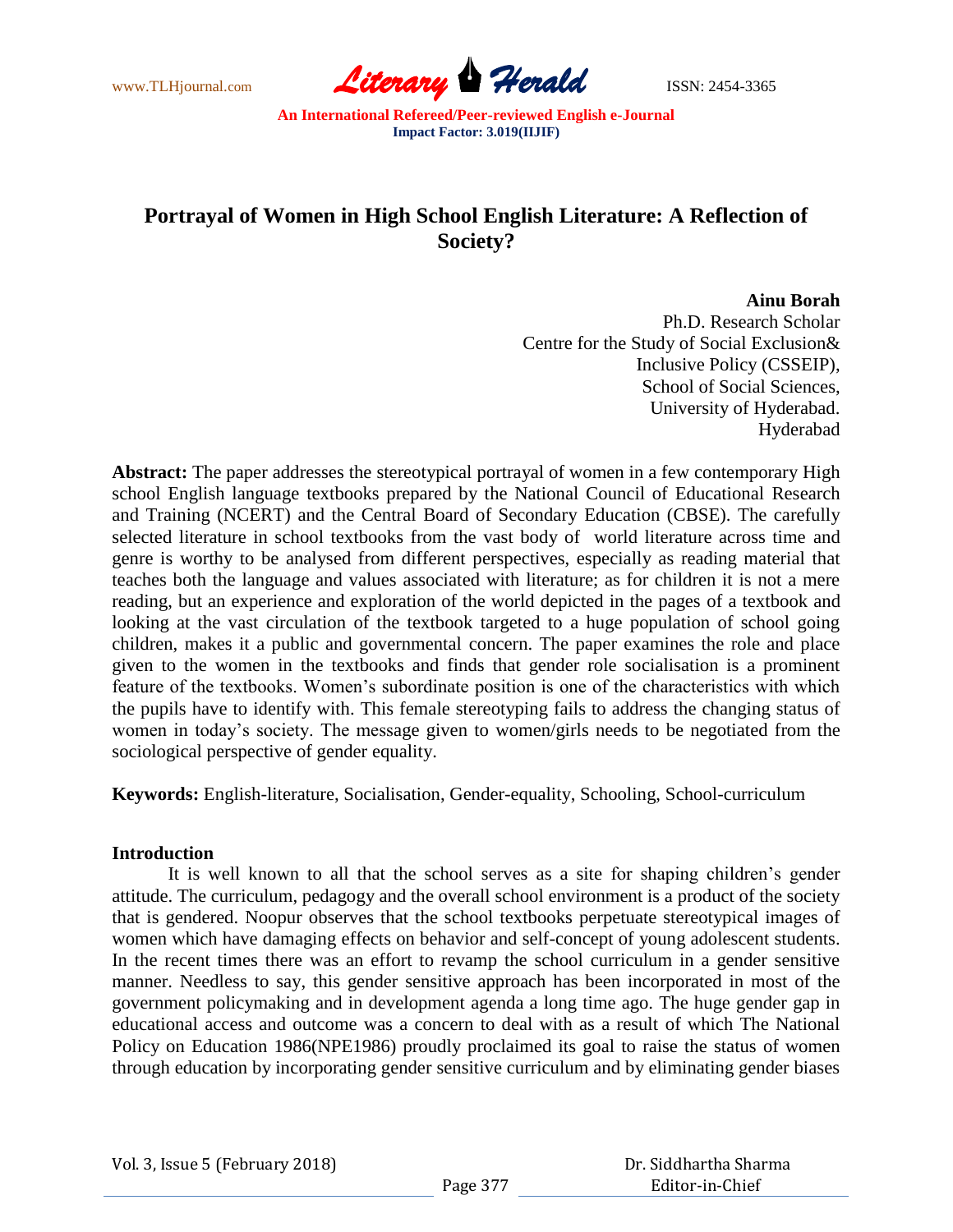# Portrayal of Women in High School English Literature: A Reflection of Society?

**Ainu Borah**
Ph.D. Research Scholar
Centre for the Study of Social Exclusion& Inclusive Policy (CSSEIP),
School of Social Sciences,
University of Hyderabad.
Hyderabad

**Abstract:** The paper addresses the stereotypical portrayal of women in a few contemporary High school English language textbooks prepared by the National Council of Educational Research and Training (NCERT) and the Central Board of Secondary Education (CBSE). The carefully selected literature in school textbooks from the vast body of world literature across time and genre is worthy to be analysed from different perspectives, especially as reading material that teaches both the language and values associated with literature; as for children it is not a mere reading, but an experience and exploration of the world depicted in the pages of a textbook and looking at the vast circulation of the textbook targeted to a huge population of school going children, makes it a public and governmental concern. The paper examines the role and place given to the women in the textbooks and finds that gender role socialisation is a prominent feature of the textbooks. Women's subordinate position is one of the characteristics with which the pupils have to identify with. This female stereotyping fails to address the changing status of women in today's society. The message given to women/girls needs to be negotiated from the sociological perspective of gender equality.

**Keywords:** English-literature, Socialisation, Gender-equality, Schooling, School-curriculum

## Introduction

It is well known to all that the school serves as a site for shaping children's gender attitude. The curriculum, pedagogy and the overall school environment is a product of the society that is gendered. Noopur observes that the school textbooks perpetuate stereotypical images of women which have damaging effects on behavior and self-concept of young adolescent students. In the recent times there was an effort to revamp the school curriculum in a gender sensitive manner. Needless to say, this gender sensitive approach has been incorporated in most of the government policymaking and in development agenda a long time ago. The huge gender gap in educational access and outcome was a concern to deal with as a result of which The National Policy on Education 1986(NPE1986) proudly proclaimed its goal to raise the status of women through education by incorporating gender sensitive curriculum and by eliminating gender biases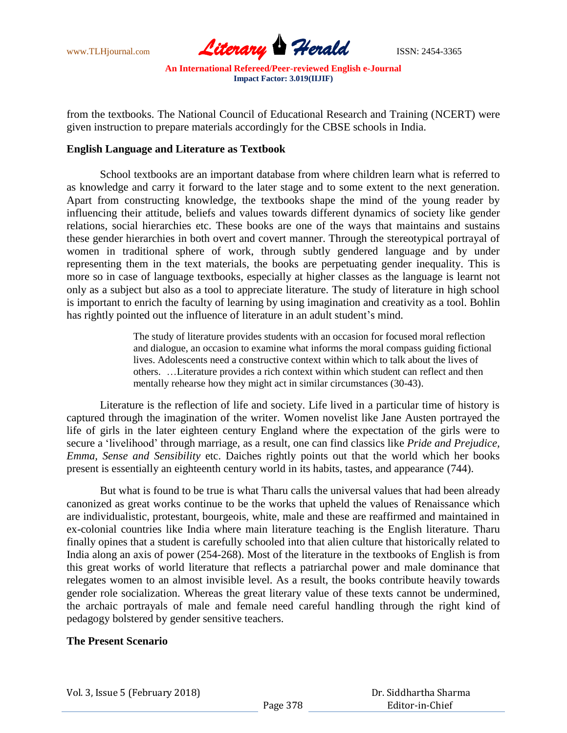from the textbooks. The National Council of Educational Research and Training (NCERT) were given instruction to prepare materials accordingly for the CBSE schools in India.

**English Language and Literature as Textbook**

School textbooks are an important database from where children learn what is referred to as knowledge and carry it forward to the later stage and to some extent to the next generation. Apart from constructing knowledge, the textbooks shape the mind of the young reader by influencing their attitude, beliefs and values towards different dynamics of society like gender relations, social hierarchies etc. These books are one of the ways that maintains and sustains these gender hierarchies in both overt and covert manner. Through the stereotypical portrayal of women in traditional sphere of work, through subtly gendered language and by under representing them in the text materials, the books are perpetuating gender inequality. This is more so in case of language textbooks, especially at higher classes as the language is learnt not only as a subject but also as a tool to appreciate literature. The study of literature in high school is important to enrich the faculty of learning by using imagination and creativity as a tool. Bohlin has rightly pointed out the influence of literature in an adult student's mind.

> The study of literature provides students with an occasion for focused moral reflection and dialogue, an occasion to examine what informs the moral compass guiding fictional lives. Adolescents need a constructive context within which to talk about the lives of others. …Literature provides a rich context within which student can reflect and then mentally rehearse how they might act in similar circumstances (30-43).

Literature is the reflection of life and society. Life lived in a particular time of history is captured through the imagination of the writer. Women novelist like Jane Austen portrayed the life of girls in the later eighteen century England where the expectation of the girls were to secure a 'livelihood' through marriage, as a result, one can find classics like *Pride and Prejudice, Emma, Sense and Sensibility* etc. Daiches rightly points out that the world which her books present is essentially an eighteenth century world in its habits, tastes, and appearance (744).

But what is found to be true is what Tharu calls the universal values that had been already canonized as great works continue to be the works that upheld the values of Renaissance which are individualistic, protestant, bourgeois, white, male and these are reaffirmed and maintained in ex-colonial countries like India where main literature teaching is the English literature. Tharu finally opines that a student is carefully schooled into that alien culture that historically related to India along an axis of power (254-268). Most of the literature in the textbooks of English is from this great works of world literature that reflects a patriarchal power and male dominance that relegates women to an almost invisible level. As a result, the books contribute heavily towards gender role socialization. Whereas the great literary value of these texts cannot be undermined, the archaic portrayals of male and female need careful handling through the right kind of pedagogy bolstered by gender sensitive teachers.

**The Present Scenario**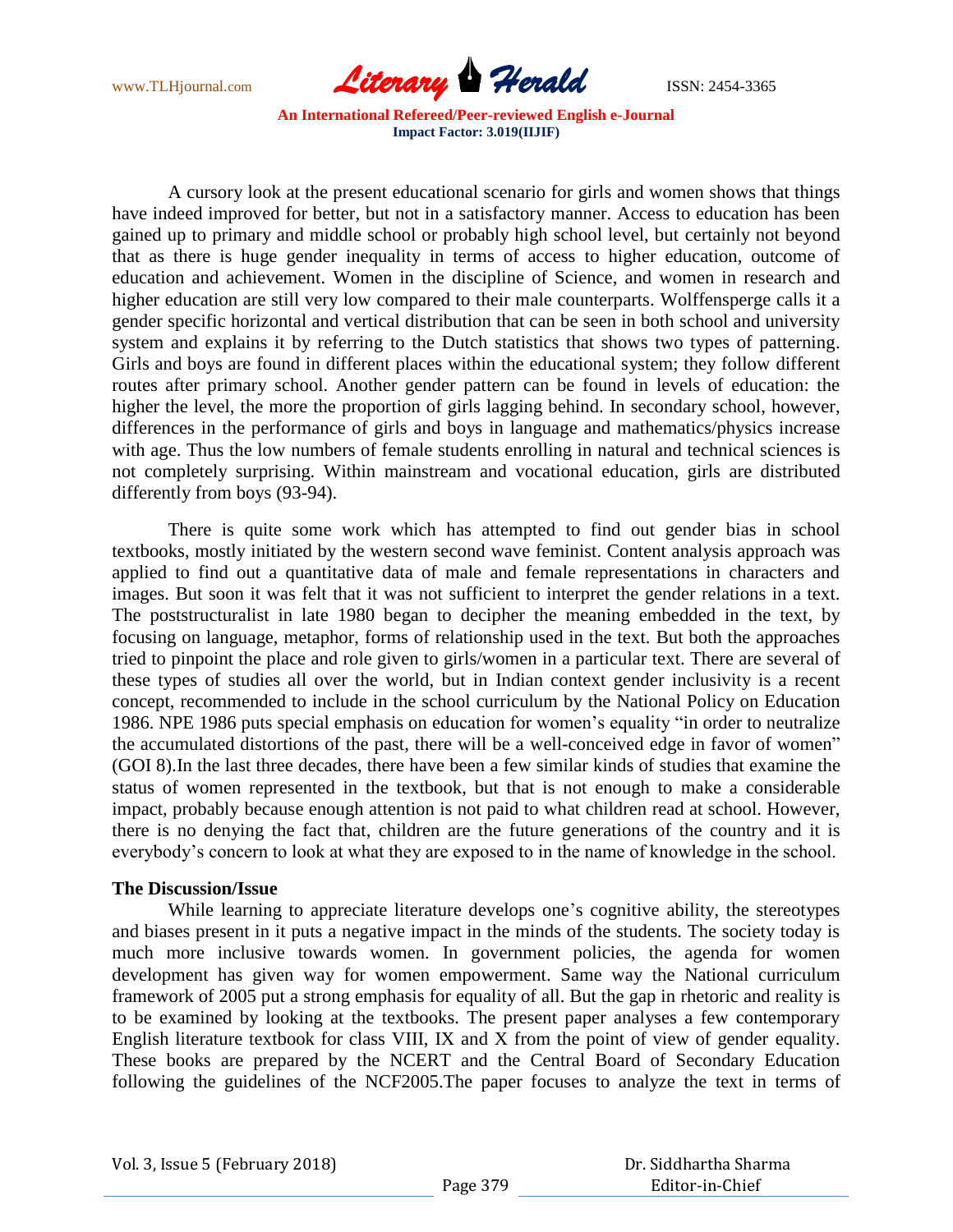A cursory look at the present educational scenario for girls and women shows that things have indeed improved for better, but not in a satisfactory manner. Access to education has been gained up to primary and middle school or probably high school level, but certainly not beyond that as there is huge gender inequality in terms of access to higher education, outcome of education and achievement. Women in the discipline of Science, and women in research and higher education are still very low compared to their male counterparts. Wolffensperge calls it a gender specific horizontal and vertical distribution that can be seen in both school and university system and explains it by referring to the Dutch statistics that shows two types of patterning. Girls and boys are found in different places within the educational system; they follow different routes after primary school. Another gender pattern can be found in levels of education: the higher the level, the more the proportion of girls lagging behind. In secondary school, however, differences in the performance of girls and boys in language and mathematics/physics increase with age. Thus the low numbers of female students enrolling in natural and technical sciences is not completely surprising. Within mainstream and vocational education, girls are distributed differently from boys (93-94).

There is quite some work which has attempted to find out gender bias in school textbooks, mostly initiated by the western second wave feminist. Content analysis approach was applied to find out a quantitative data of male and female representations in characters and images. But soon it was felt that it was not sufficient to interpret the gender relations in a text. The poststructuralist in late 1980 began to decipher the meaning embedded in the text, by focusing on language, metaphor, forms of relationship used in the text. But both the approaches tried to pinpoint the place and role given to girls/women in a particular text. There are several of these types of studies all over the world, but in Indian context gender inclusivity is a recent concept, recommended to include in the school curriculum by the National Policy on Education 1986. NPE 1986 puts special emphasis on education for women's equality "in order to neutralize the accumulated distortions of the past, there will be a well-conceived edge in favor of women" (GOI 8).In the last three decades, there have been a few similar kinds of studies that examine the status of women represented in the textbook, but that is not enough to make a considerable impact, probably because enough attention is not paid to what children read at school. However, there is no denying the fact that, children are the future generations of the country and it is everybody's concern to look at what they are exposed to in the name of knowledge in the school.

**The Discussion/Issue**

While learning to appreciate literature develops one's cognitive ability, the stereotypes and biases present in it puts a negative impact in the minds of the students. The society today is much more inclusive towards women. In government policies, the agenda for women development has given way for women empowerment. Same way the National curriculum framework of 2005 put a strong emphasis for equality of all. But the gap in rhetoric and reality is to be examined by looking at the textbooks. The present paper analyses a few contemporary English literature textbook for class VIII, IX and X from the point of view of gender equality. These books are prepared by the NCERT and the Central Board of Secondary Education following the guidelines of the NCF2005.The paper focuses to analyze the text in terms of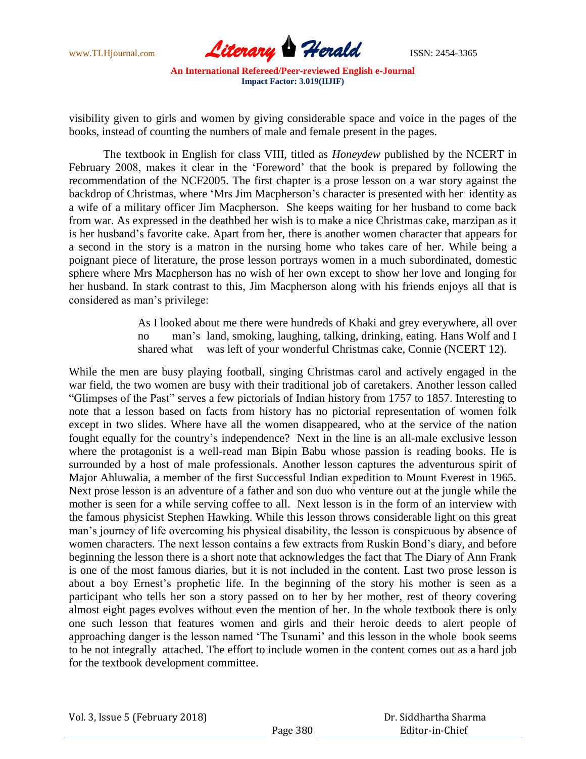visibility given to girls and women by giving considerable space and voice in the pages of the books, instead of counting the numbers of male and female present in the pages.

The textbook in English for class VIII, titled as *Honeydew* published by the NCERT in February 2008, makes it clear in the 'Foreword' that the book is prepared by following the recommendation of the NCF2005. The first chapter is a prose lesson on a war story against the backdrop of Christmas, where 'Mrs Jim Macpherson's character is presented with her identity as a wife of a military officer Jim Macpherson. She keeps waiting for her husband to come back from war. As expressed in the deathbed her wish is to make a nice Christmas cake, marzipan as it is her husband's favorite cake. Apart from her, there is another women character that appears for a second in the story is a matron in the nursing home who takes care of her. While being a poignant piece of literature, the prose lesson portrays women in a much subordinated, domestic sphere where Mrs Macpherson has no wish of her own except to show her love and longing for her husband. In stark contrast to this, Jim Macpherson along with his friends enjoys all that is considered as man's privilege:

> As I looked about me there were hundreds of Khaki and grey everywhere, all over no man's land, smoking, laughing, talking, drinking, eating. Hans Wolf and I shared what was left of your wonderful Christmas cake, Connie (NCERT 12).

While the men are busy playing football, singing Christmas carol and actively engaged in the war field, the two women are busy with their traditional job of caretakers. Another lesson called "Glimpses of the Past" serves a few pictorials of Indian history from 1757 to 1857. Interesting to note that a lesson based on facts from history has no pictorial representation of women folk except in two slides. Where have all the women disappeared, who at the service of the nation fought equally for the country's independence? Next in the line is an all-male exclusive lesson where the protagonist is a well-read man Bipin Babu whose passion is reading books. He is surrounded by a host of male professionals. Another lesson captures the adventurous spirit of Major Ahluwalia, a member of the first Successful Indian expedition to Mount Everest in 1965. Next prose lesson is an adventure of a father and son duo who venture out at the jungle while the mother is seen for a while serving coffee to all. Next lesson is in the form of an interview with the famous physicist Stephen Hawking. While this lesson throws considerable light on this great man's journey of life overcoming his physical disability, the lesson is conspicuous by absence of women characters. The next lesson contains a few extracts from Ruskin Bond's diary, and before beginning the lesson there is a short note that acknowledges the fact that The Diary of Ann Frank is one of the most famous diaries, but it is not included in the content. Last two prose lesson is about a boy Ernest's prophetic life. In the beginning of the story his mother is seen as a participant who tells her son a story passed on to her by her mother, rest of theory covering almost eight pages evolves without even the mention of her. In the whole textbook there is only one such lesson that features women and girls and their heroic deeds to alert people of approaching danger is the lesson named 'The Tsunami' and this lesson in the whole book seems to be not integrally attached. The effort to include women in the content comes out as a hard job for the textbook development committee.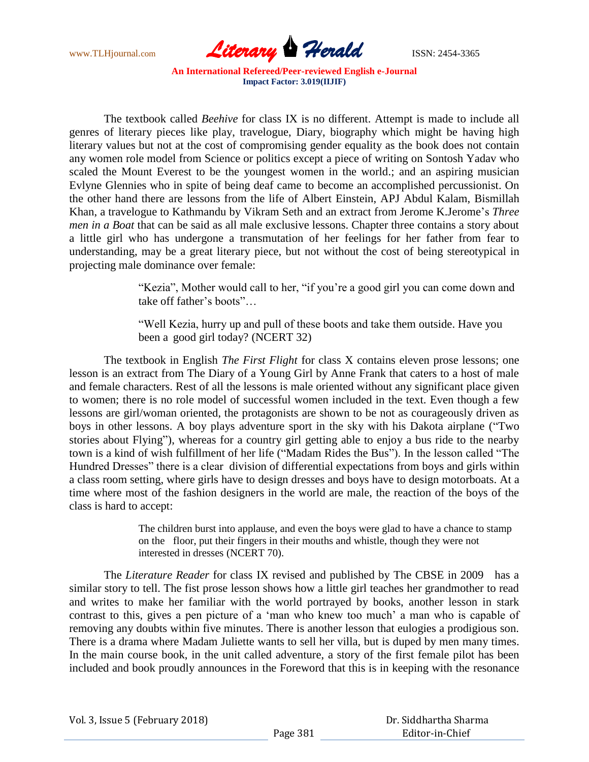The textbook called *Beehive* for class IX is no different. Attempt is made to include all genres of literary pieces like play, travelogue, Diary, biography which might be having high literary values but not at the cost of compromising gender equality as the book does not contain any women role model from Science or politics except a piece of writing on Sontosh Yadav who scaled the Mount Everest to be the youngest women in the world.; and an aspiring musician Evlyne Glennies who in spite of being deaf came to become an accomplished percussionist. On the other hand there are lessons from the life of Albert Einstein, APJ Abdul Kalam, Bismillah Khan, a travelogue to Kathmandu by Vikram Seth and an extract from Jerome K.Jerome's *Three men in a Boat* that can be said as all male exclusive lessons. Chapter three contains a story about a little girl who has undergone a transmutation of her feelings for her father from fear to understanding, may be a great literary piece, but not without the cost of being stereotypical in projecting male dominance over female:

> "Kezia", Mother would call to her, "if you're a good girl you can come down and take off father's boots"…
>
> "Well Kezia, hurry up and pull of these boots and take them outside. Have you been a good girl today? (NCERT 32)

The textbook in English *The First Flight* for class X contains eleven prose lessons; one lesson is an extract from The Diary of a Young Girl by Anne Frank that caters to a host of male and female characters. Rest of all the lessons is male oriented without any significant place given to women; there is no role model of successful women included in the text. Even though a few lessons are girl/woman oriented, the protagonists are shown to be not as courageously driven as boys in other lessons. A boy plays adventure sport in the sky with his Dakota airplane ("Two stories about Flying"), whereas for a country girl getting able to enjoy a bus ride to the nearby town is a kind of wish fulfillment of her life ("Madam Rides the Bus"). In the lesson called "The Hundred Dresses" there is a clear division of differential expectations from boys and girls within a class room setting, where girls have to design dresses and boys have to design motorboats. At a time where most of the fashion designers in the world are male, the reaction of the boys of the class is hard to accept:

> The children burst into applause, and even the boys were glad to have a chance to stamp on the floor, put their fingers in their mouths and whistle, though they were not interested in dresses (NCERT 70).

The *Literature Reader* for class IX revised and published by The CBSE in 2009 has a similar story to tell. The fist prose lesson shows how a little girl teaches her grandmother to read and writes to make her familiar with the world portrayed by books, another lesson in stark contrast to this, gives a pen picture of a 'man who knew too much' a man who is capable of removing any doubts within five minutes. There is another lesson that eulogies a prodigious son. There is a drama where Madam Juliette wants to sell her villa, but is duped by men many times. In the main course book, in the unit called adventure, a story of the first female pilot has been included and book proudly announces in the Foreword that this is in keeping with the resonance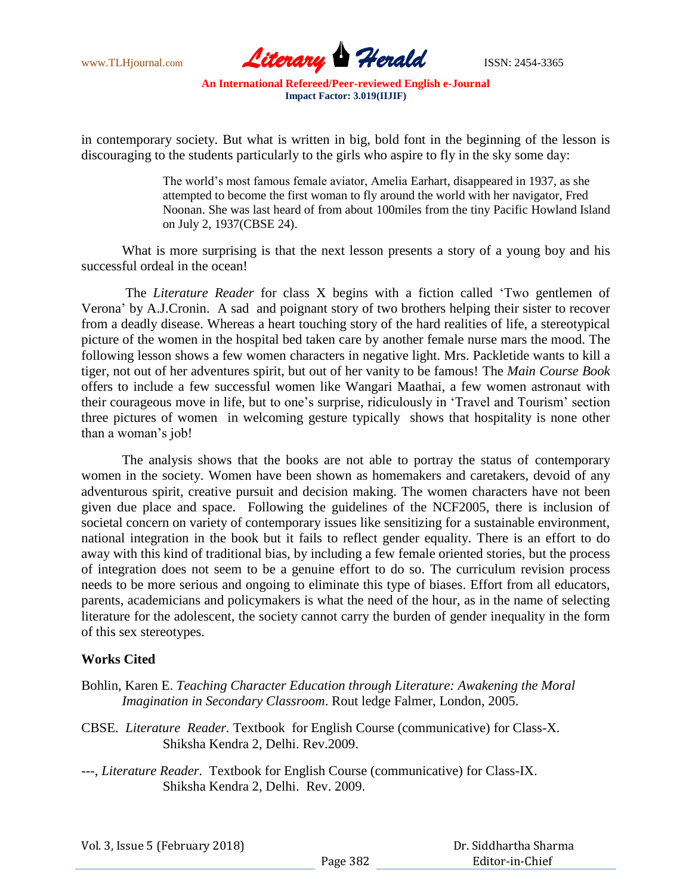in contemporary society. But what is written in big, bold font in the beginning of the lesson is discouraging to the students particularly to the girls who aspire to fly in the sky some day:

> The world's most famous female aviator, Amelia Earhart, disappeared in 1937, as she attempted to become the first woman to fly around the world with her navigator, Fred Noonan. She was last heard of from about 100miles from the tiny Pacific Howland Island on July 2, 1937(CBSE 24).

What is more surprising is that the next lesson presents a story of a young boy and his successful ordeal in the ocean!

The *Literature Reader* for class X begins with a fiction called 'Two gentlemen of Verona' by A.J.Cronin. A sad and poignant story of two brothers helping their sister to recover from a deadly disease. Whereas a heart touching story of the hard realities of life, a stereotypical picture of the women in the hospital bed taken care by another female nurse mars the mood. The following lesson shows a few women characters in negative light. Mrs. Packletide wants to kill a tiger, not out of her adventures spirit, but out of her vanity to be famous! The *Main Course Book* offers to include a few successful women like Wangari Maathai, a few women astronaut with their courageous move in life, but to one's surprise, ridiculously in 'Travel and Tourism' section three pictures of women in welcoming gesture typically shows that hospitality is none other than a woman's job!

The analysis shows that the books are not able to portray the status of contemporary women in the society. Women have been shown as homemakers and caretakers, devoid of any adventurous spirit, creative pursuit and decision making. The women characters have not been given due place and space. Following the guidelines of the NCF2005, there is inclusion of societal concern on variety of contemporary issues like sensitizing for a sustainable environment, national integration in the book but it fails to reflect gender equality. There is an effort to do away with this kind of traditional bias, by including a few female oriented stories, but the process of integration does not seem to be a genuine effort to do so. The curriculum revision process needs to be more serious and ongoing to eliminate this type of biases. Effort from all educators, parents, academicians and policymakers is what the need of the hour, as in the name of selecting literature for the adolescent, the society cannot carry the burden of gender inequality in the form of this sex stereotypes.

## Works Cited

Bohlin, Karen E. *Teaching Character Education through Literature: Awakening the Moral Imagination in Secondary Classroom*. Rout ledge Falmer, London, 2005.

CBSE. *Literature Reader.* Textbook for English Course (communicative) for Class-X. Shiksha Kendra 2, Delhi. Rev.2009.

---, *Literature Reader*. Textbook for English Course (communicative) for Class-IX. Shiksha Kendra 2, Delhi. Rev. 2009.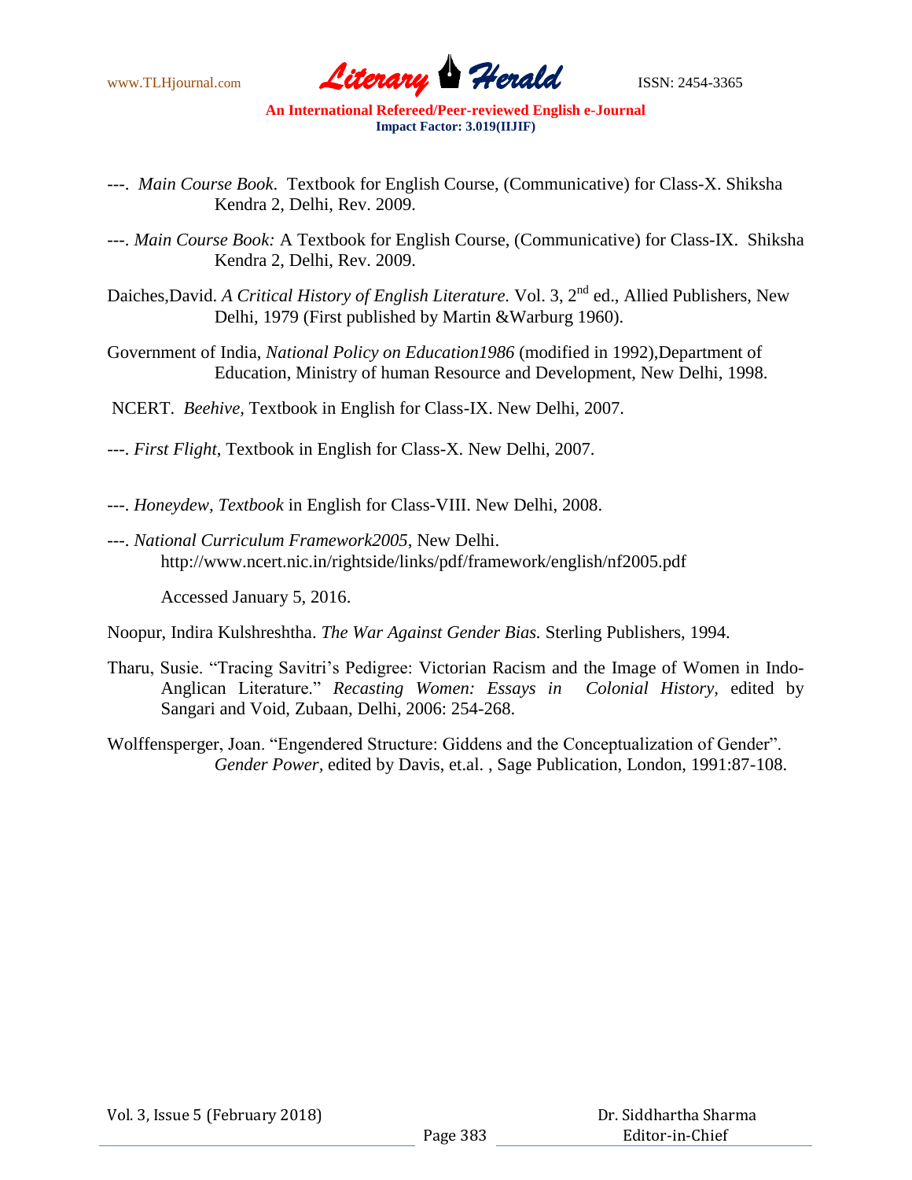---. *Main Course Book*. Textbook for English Course, (Communicative) for Class-X. Shiksha Kendra 2, Delhi, Rev. 2009.

---. *Main Course Book:* A Textbook for English Course, (Communicative) for Class-IX. Shiksha Kendra 2, Delhi, Rev. 2009.

Daiches,David. *A Critical History of English Literature.* Vol. 3, 2nd ed., Allied Publishers, New Delhi, 1979 (First published by Martin &Warburg 1960).

Government of India, *National Policy on Education1986* (modified in 1992),Department of Education, Ministry of human Resource and Development, New Delhi, 1998.

NCERT. *Beehive,* Textbook in English for Class-IX. New Delhi, 2007.

---. *First Flight*, Textbook in English for Class-X. New Delhi, 2007.

---. *Honeydew, Textbook* in English for Class-VIII. New Delhi, 2008.

---. *National Curriculum Framework2005*, New Delhi. http://www.ncert.nic.in/rightside/links/pdf/framework/english/nf2005.pdf

Accessed January 5, 2016.

Noopur, Indira Kulshreshtha. *The War Against Gender Bias.* Sterling Publishers, 1994.

Tharu, Susie. "Tracing Savitri's Pedigree: Victorian Racism and the Image of Women in Indo-Anglican Literature." *Recasting Women: Essays in Colonial History,* edited by Sangari and Void, Zubaan, Delhi, 2006: 254-268.

Wolffensperger, Joan. "Engendered Structure: Giddens and the Conceptualization of Gender". *Gender Power,* edited by Davis, et.al. , Sage Publication, London, 1991:87-108.